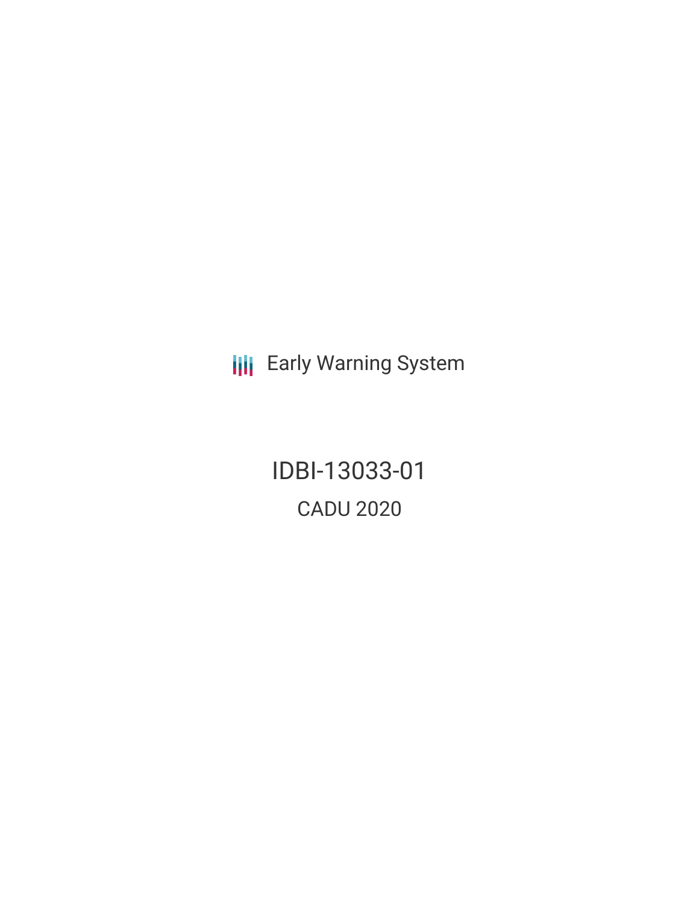Early Warning System

# IDBI-13033-01

## CADU 2020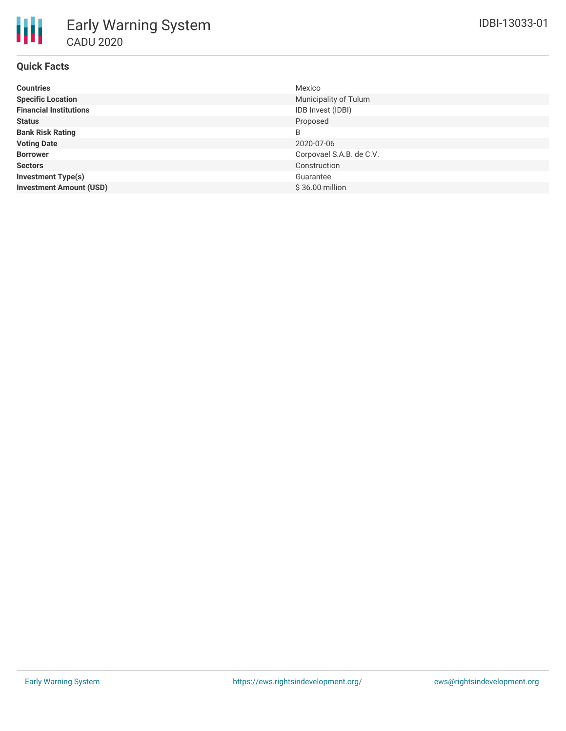# Early Warning System

## CADU 2020

IDBI-13033-01

### Quick Facts

| | |
|---|---|
| **Countries** | Mexico |
| **Specific Location** | Municipality of Tulum |
| **Financial Institutions** | IDB Invest (IDBI) |
| **Status** | Proposed |
| **Bank Risk Rating** | B |
| **Voting Date** | 2020-07-06 |
| **Borrower** | Corpovael S.A.B. de C.V. |
| **Sectors** | Construction |
| **Investment Type(s)** | Guarantee |
| **Investment Amount (USD)** | $ 36.00 million |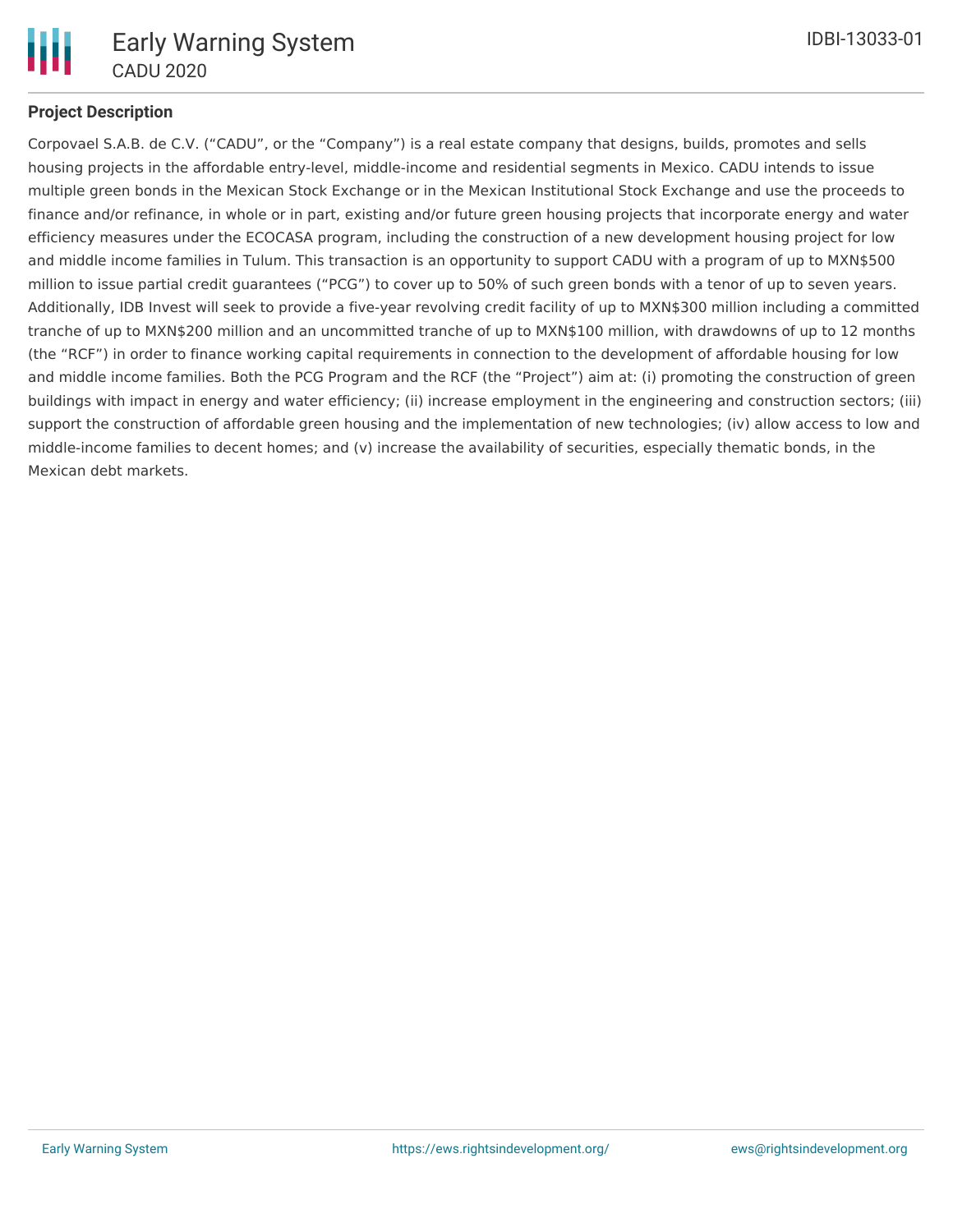**Project Description**

Corpovael S.A.B. de C.V. ("CADU", or the "Company") is a real estate company that designs, builds, promotes and sells housing projects in the affordable entry-level, middle-income and residential segments in Mexico. CADU intends to issue multiple green bonds in the Mexican Stock Exchange or in the Mexican Institutional Stock Exchange and use the proceeds to finance and/or refinance, in whole or in part, existing and/or future green housing projects that incorporate energy and water efficiency measures under the ECOCASA program, including the construction of a new development housing project for low and middle income families in Tulum. This transaction is an opportunity to support CADU with a program of up to MXN$500 million to issue partial credit guarantees ("PCG") to cover up to 50% of such green bonds with a tenor of up to seven years. Additionally, IDB Invest will seek to provide a five-year revolving credit facility of up to MXN$300 million including a committed tranche of up to MXN$200 million and an uncommitted tranche of up to MXN$100 million, with drawdowns of up to 12 months (the "RCF") in order to finance working capital requirements in connection to the development of affordable housing for low and middle income families. Both the PCG Program and the RCF (the "Project") aim at: (i) promoting the construction of green buildings with impact in energy and water efficiency; (ii) increase employment in the engineering and construction sectors; (iii) support the construction of affordable green housing and the implementation of new technologies; (iv) allow access to low and middle-income families to decent homes; and (v) increase the availability of securities, especially thematic bonds, in the Mexican debt markets.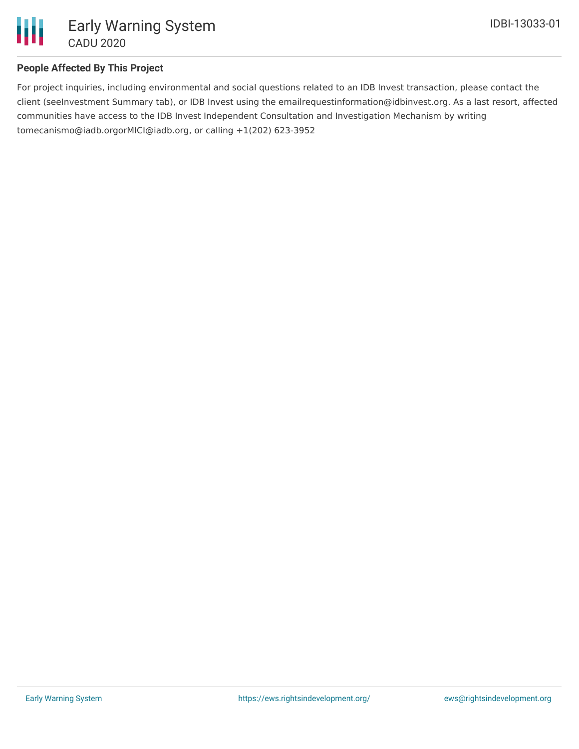## People Affected By This Project

For project inquiries, including environmental and social questions related to an IDB Invest transaction, please contact the client (seeInvestment Summary tab), or IDB Invest using the emailrequestinformation@idbinvest.org. As a last resort, affected communities have access to the IDB Invest Independent Consultation and Investigation Mechanism by writing tomecanismo@iadb.orgorMICI@iadb.org, or calling +1(202) 623-3952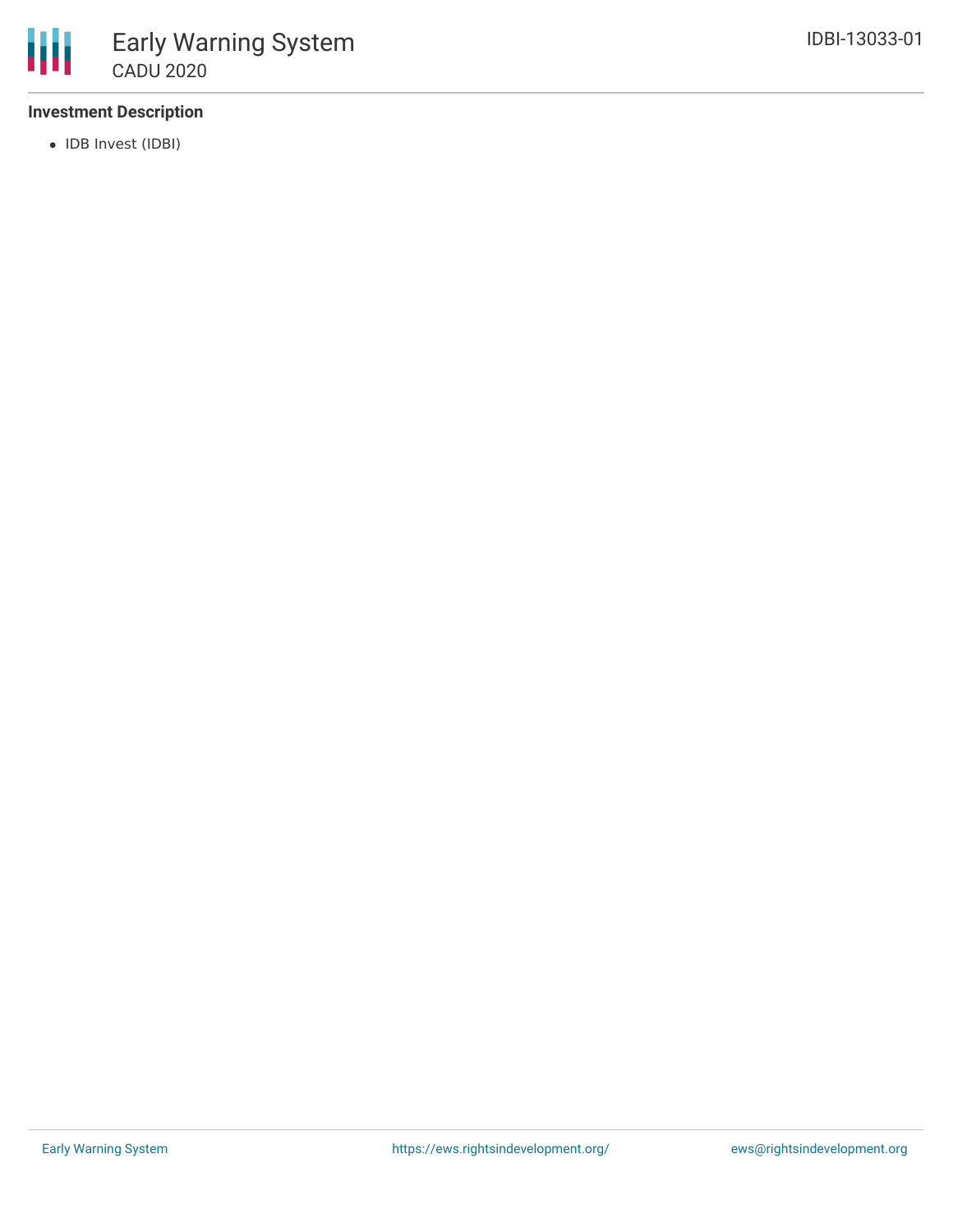**Investment Description**

- IDB Invest (IDBI)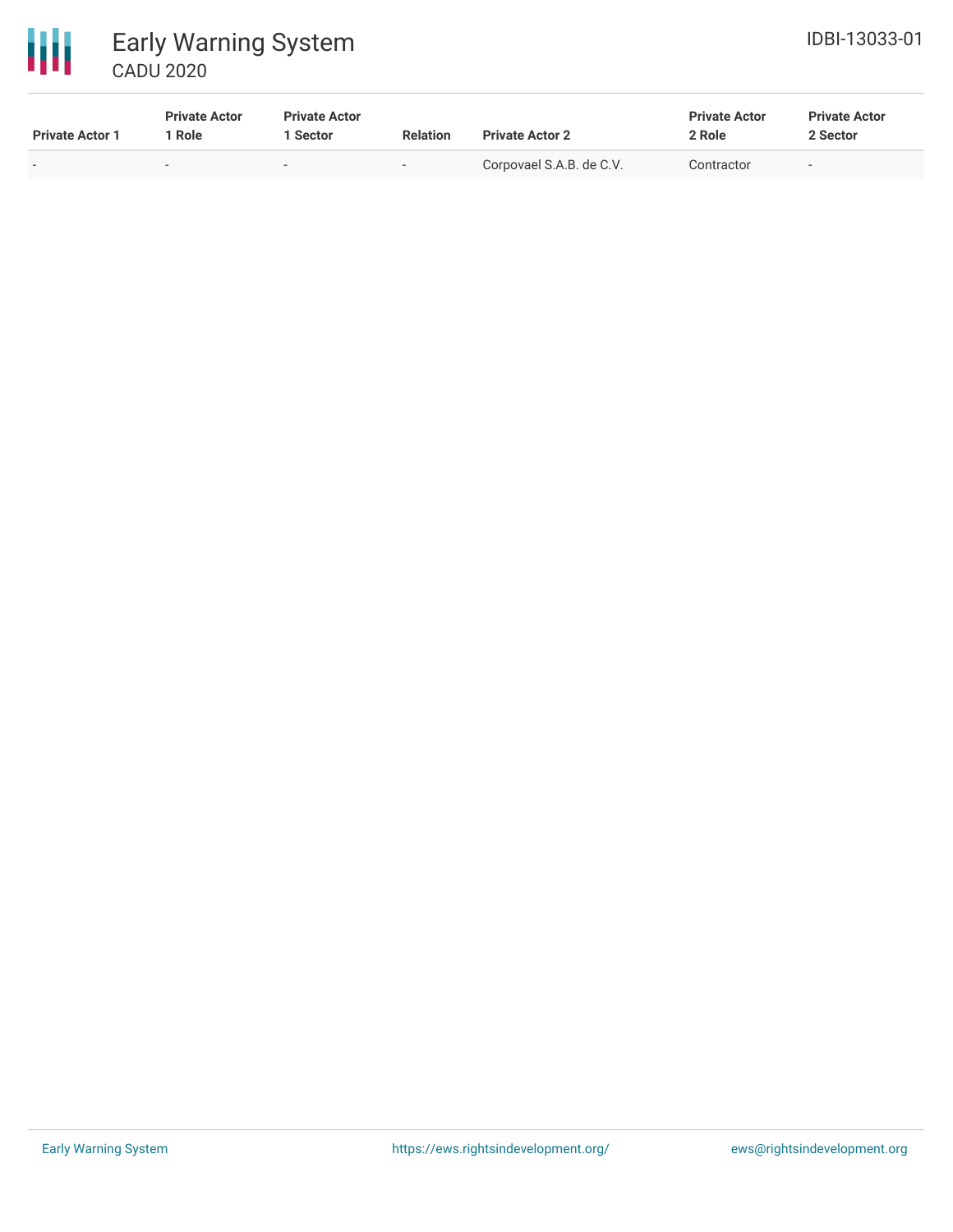| Private Actor 1 | Private Actor 1 Role | Private Actor 1 Sector | Relation | Private Actor 2 | Private Actor 2 Role | Private Actor 2 Sector |
|---|---|---|---|---|---|---|
| - | - | - | - | Corpovael S.A.B. de C.V. | Contractor | - |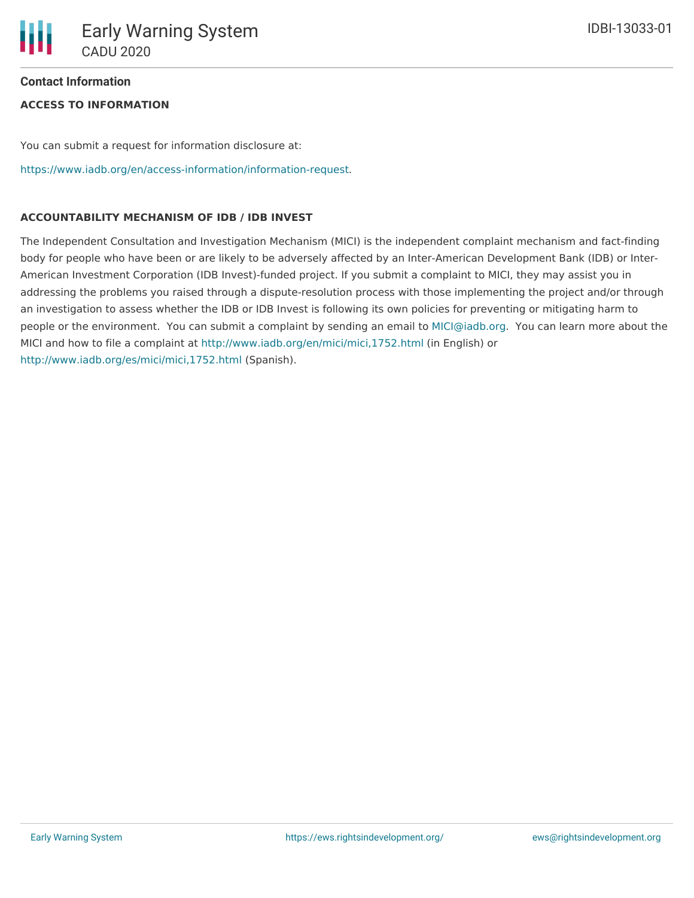## Contact Information

### ACCESS TO INFORMATION

You can submit a request for information disclosure at:

https://www.iadb.org/en/access-information/information-request.

### ACCOUNTABILITY MECHANISM OF IDB / IDB INVEST

The Independent Consultation and Investigation Mechanism (MICI) is the independent complaint mechanism and fact-finding body for people who have been or are likely to be adversely affected by an Inter-American Development Bank (IDB) or Inter-American Investment Corporation (IDB Invest)-funded project. If you submit a complaint to MICI, they may assist you in addressing the problems you raised through a dispute-resolution process with those implementing the project and/or through an investigation to assess whether the IDB or IDB Invest is following its own policies for preventing or mitigating harm to people or the environment. You can submit a complaint by sending an email to MICI@iadb.org. You can learn more about the MICI and how to file a complaint at http://www.iadb.org/en/mici/mici,1752.html (in English) or http://www.iadb.org/es/mici/mici,1752.html (Spanish).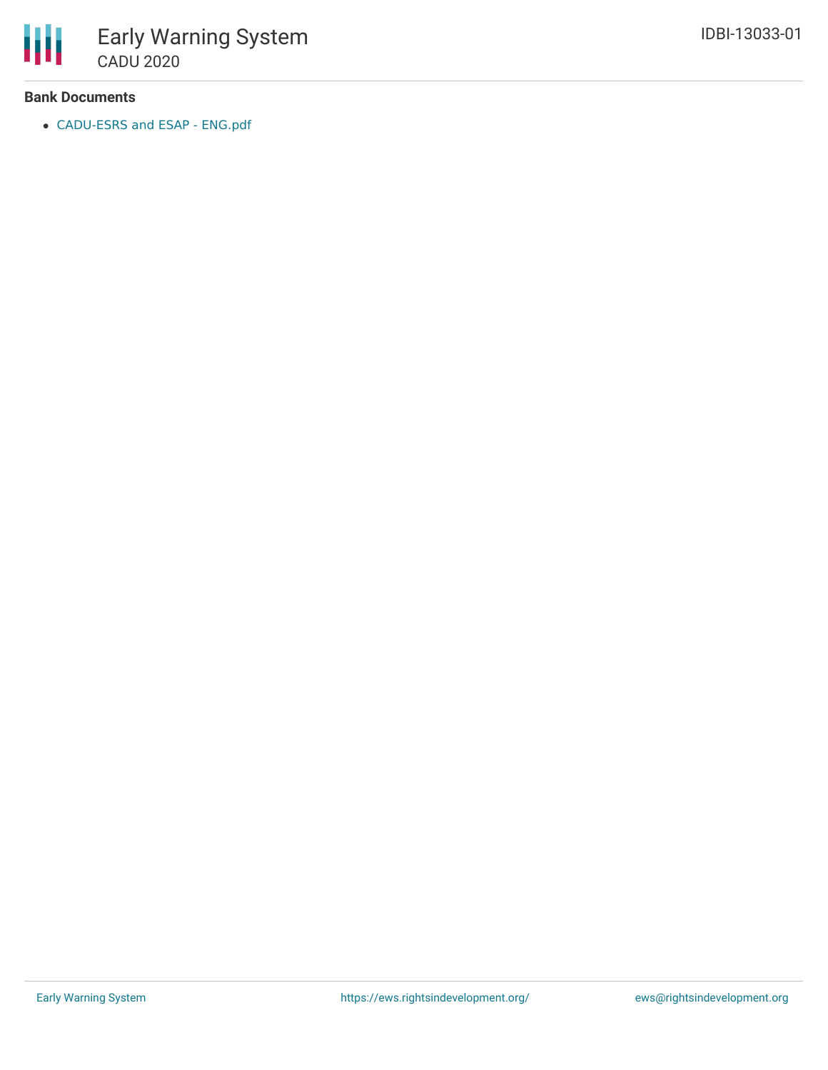**Bank Documents**

- CADU-ESRS and ESAP - ENG.pdf